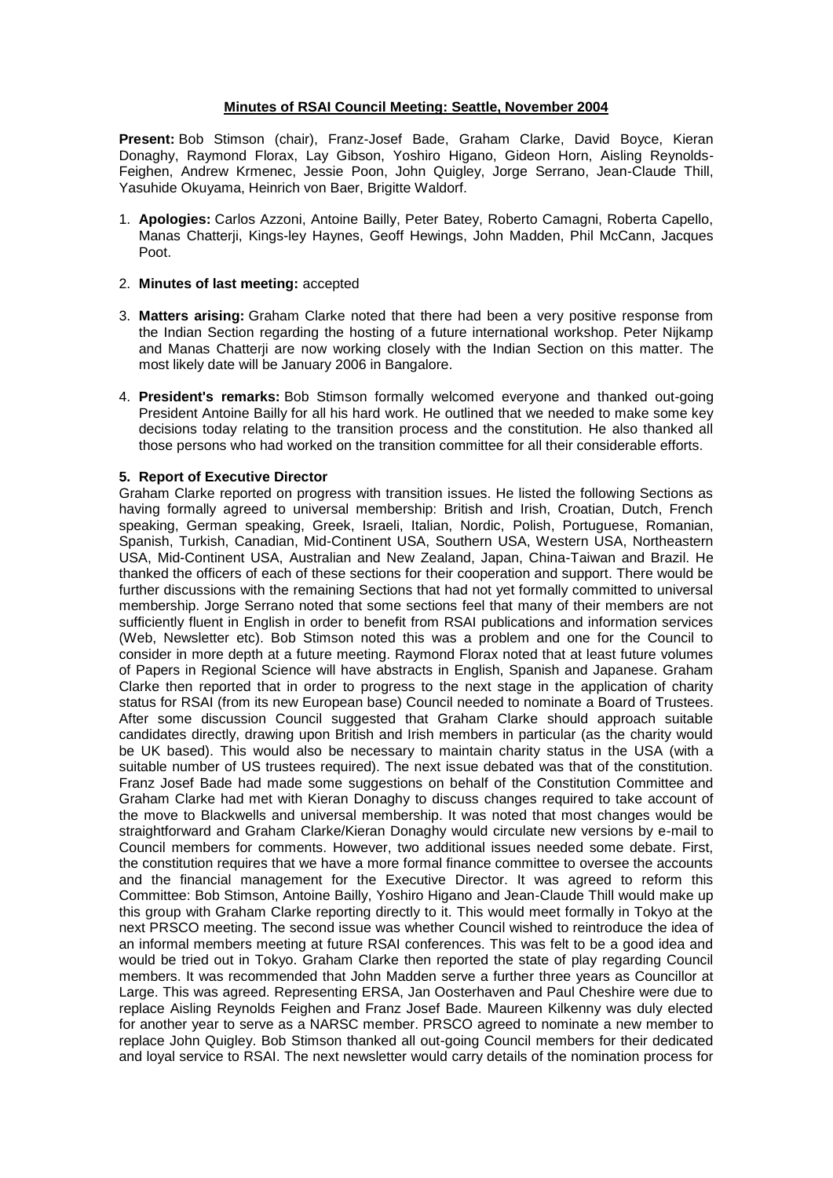**Minutes of RSAI Council Meeting: Seattle, November 2004**

**Present:** Bob Stimson (chair), Franz-Josef Bade, Graham Clarke, David Boyce, Kieran Donaghy, Raymond Florax, Lay Gibson, Yoshiro Higano, Gideon Horn, Aisling Reynolds-Feighen, Andrew Krmenec, Jessie Poon, John Quigley, Jorge Serrano, Jean-Claude Thill, Yasuhide Okuyama, Heinrich von Baer, Brigitte Waldorf.

1. **Apologies:** Carlos Azzoni, Antoine Bailly, Peter Batey, Roberto Camagni, Roberta Capello, Manas Chatterji, Kings-ley Haynes, Geoff Hewings, John Madden, Phil McCann, Jacques Poot.

2. **Minutes of last meeting:** accepted

3. **Matters arising:** Graham Clarke noted that there had been a very positive response from the Indian Section regarding the hosting of a future international workshop. Peter Nijkamp and Manas Chatterji are now working closely with the Indian Section on this matter. The most likely date will be January 2006 in Bangalore.

4. **President's remarks:** Bob Stimson formally welcomed everyone and thanked out-going President Antoine Bailly for all his hard work. He outlined that we needed to make some key decisions today relating to the transition process and the constitution. He also thanked all those persons who had worked on the transition committee for all their considerable efforts.

**5. Report of Executive Director**

Graham Clarke reported on progress with transition issues. He listed the following Sections as having formally agreed to universal membership: British and Irish, Croatian, Dutch, French speaking, German speaking, Greek, Israeli, Italian, Nordic, Polish, Portuguese, Romanian, Spanish, Turkish, Canadian, Mid-Continent USA, Southern USA, Western USA, Northeastern USA, Mid-Continent USA, Australian and New Zealand, Japan, China-Taiwan and Brazil. He thanked the officers of each of these sections for their cooperation and support. There would be further discussions with the remaining Sections that had not yet formally committed to universal membership. Jorge Serrano noted that some sections feel that many of their members are not sufficiently fluent in English in order to benefit from RSAI publications and information services (Web, Newsletter etc). Bob Stimson noted this was a problem and one for the Council to consider in more depth at a future meeting. Raymond Florax noted that at least future volumes of Papers in Regional Science will have abstracts in English, Spanish and Japanese. Graham Clarke then reported that in order to progress to the next stage in the application of charity status for RSAI (from its new European base) Council needed to nominate a Board of Trustees. After some discussion Council suggested that Graham Clarke should approach suitable candidates directly, drawing upon British and Irish members in particular (as the charity would be UK based). This would also be necessary to maintain charity status in the USA (with a suitable number of US trustees required). The next issue debated was that of the constitution. Franz Josef Bade had made some suggestions on behalf of the Constitution Committee and Graham Clarke had met with Kieran Donaghy to discuss changes required to take account of the move to Blackwells and universal membership. It was noted that most changes would be straightforward and Graham Clarke/Kieran Donaghy would circulate new versions by e-mail to Council members for comments. However, two additional issues needed some debate. First, the constitution requires that we have a more formal finance committee to oversee the accounts and the financial management for the Executive Director. It was agreed to reform this Committee: Bob Stimson, Antoine Bailly, Yoshiro Higano and Jean-Claude Thill would make up this group with Graham Clarke reporting directly to it. This would meet formally in Tokyo at the next PRSCO meeting. The second issue was whether Council wished to reintroduce the idea of an informal members meeting at future RSAI conferences. This was felt to be a good idea and would be tried out in Tokyo. Graham Clarke then reported the state of play regarding Council members. It was recommended that John Madden serve a further three years as Councillor at Large. This was agreed. Representing ERSA, Jan Oosterhaven and Paul Cheshire were due to replace Aisling Reynolds Feighen and Franz Josef Bade. Maureen Kilkenny was duly elected for another year to serve as a NARSC member. PRSCO agreed to nominate a new member to replace John Quigley. Bob Stimson thanked all out-going Council members for their dedicated and loyal service to RSAI. The next newsletter would carry details of the nomination process for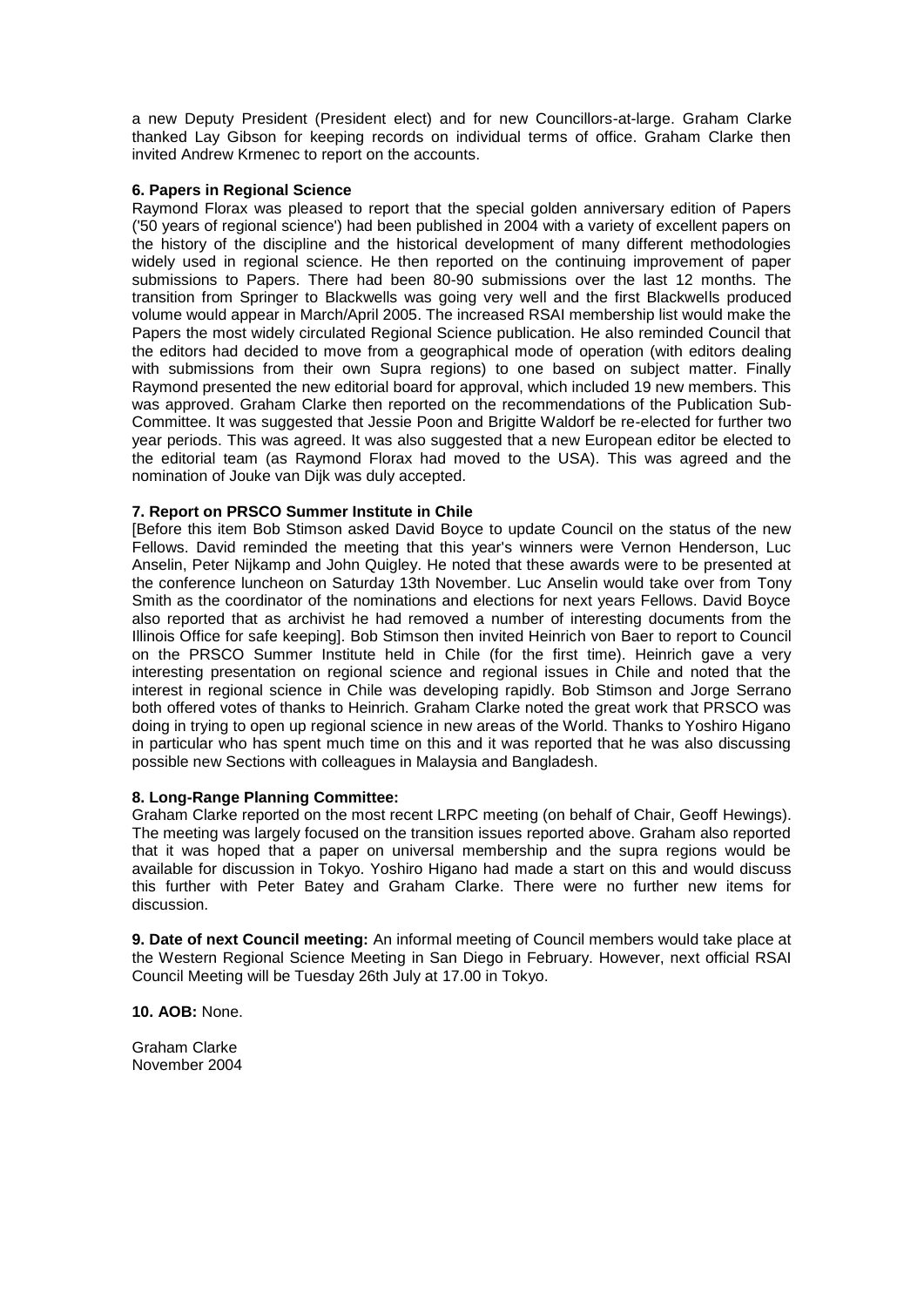a new Deputy President (President elect) and for new Councillors-at-large. Graham Clarke thanked Lay Gibson for keeping records on individual terms of office. Graham Clarke then invited Andrew Krmenec to report on the accounts.

**6. Papers in Regional Science**

Raymond Florax was pleased to report that the special golden anniversary edition of Papers ('50 years of regional science') had been published in 2004 with a variety of excellent papers on the history of the discipline and the historical development of many different methodologies widely used in regional science. He then reported on the continuing improvement of paper submissions to Papers. There had been 80-90 submissions over the last 12 months. The transition from Springer to Blackwells was going very well and the first Blackwells produced volume would appear in March/April 2005. The increased RSAI membership list would make the Papers the most widely circulated Regional Science publication. He also reminded Council that the editors had decided to move from a geographical mode of operation (with editors dealing with submissions from their own Supra regions) to one based on subject matter. Finally Raymond presented the new editorial board for approval, which included 19 new members. This was approved. Graham Clarke then reported on the recommendations of the Publication Sub-Committee. It was suggested that Jessie Poon and Brigitte Waldorf be re-elected for further two year periods. This was agreed. It was also suggested that a new European editor be elected to the editorial team (as Raymond Florax had moved to the USA). This was agreed and the nomination of Jouke van Dijk was duly accepted.

**7. Report on PRSCO Summer Institute in Chile**

[Before this item Bob Stimson asked David Boyce to update Council on the status of the new Fellows. David reminded the meeting that this year's winners were Vernon Henderson, Luc Anselin, Peter Nijkamp and John Quigley. He noted that these awards were to be presented at the conference luncheon on Saturday 13th November. Luc Anselin would take over from Tony Smith as the coordinator of the nominations and elections for next years Fellows. David Boyce also reported that as archivist he had removed a number of interesting documents from the Illinois Office for safe keeping]. Bob Stimson then invited Heinrich von Baer to report to Council on the PRSCO Summer Institute held in Chile (for the first time). Heinrich gave a very interesting presentation on regional science and regional issues in Chile and noted that the interest in regional science in Chile was developing rapidly. Bob Stimson and Jorge Serrano both offered votes of thanks to Heinrich. Graham Clarke noted the great work that PRSCO was doing in trying to open up regional science in new areas of the World. Thanks to Yoshiro Higano in particular who has spent much time on this and it was reported that he was also discussing possible new Sections with colleagues in Malaysia and Bangladesh.

**8. Long-Range Planning Committee:**

Graham Clarke reported on the most recent LRPC meeting (on behalf of Chair, Geoff Hewings). The meeting was largely focused on the transition issues reported above. Graham also reported that it was hoped that a paper on universal membership and the supra regions would be available for discussion in Tokyo. Yoshiro Higano had made a start on this and would discuss this further with Peter Batey and Graham Clarke. There were no further new items for discussion.

**9. Date of next Council meeting:** An informal meeting of Council members would take place at the Western Regional Science Meeting in San Diego in February. However, next official RSAI Council Meeting will be Tuesday 26th July at 17.00 in Tokyo.

**10. AOB:** None.

Graham Clarke
November 2004